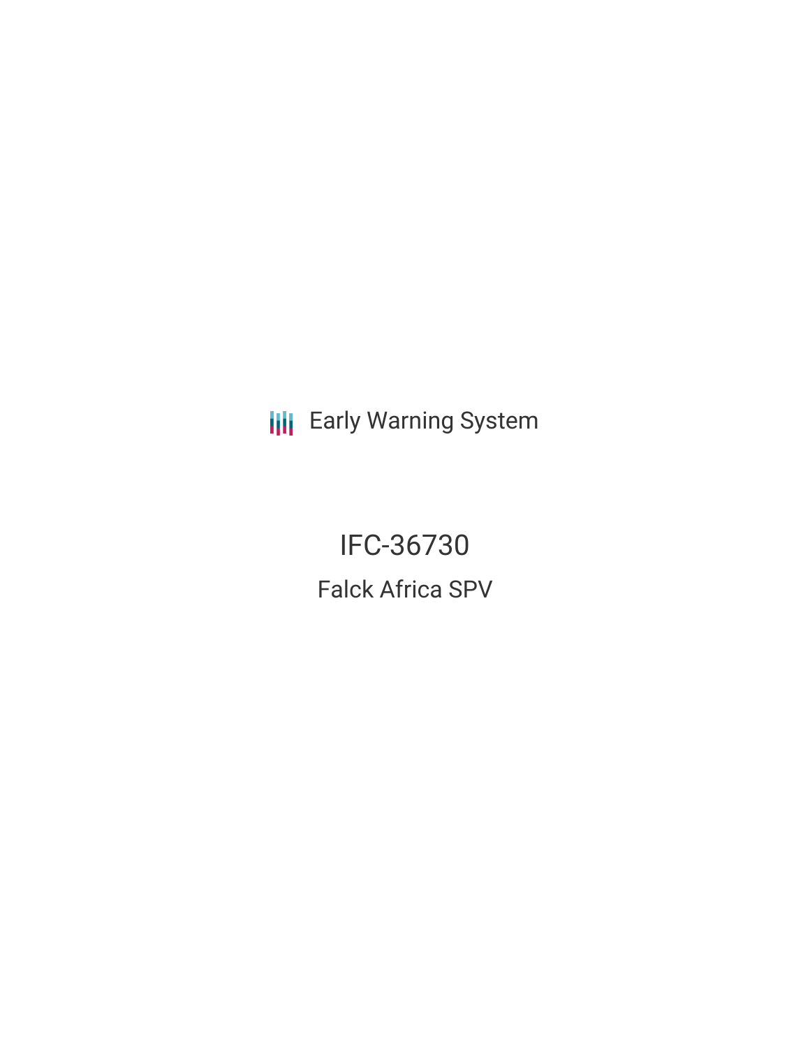Early Warning System

# IFC-36730

## Falck Africa SPV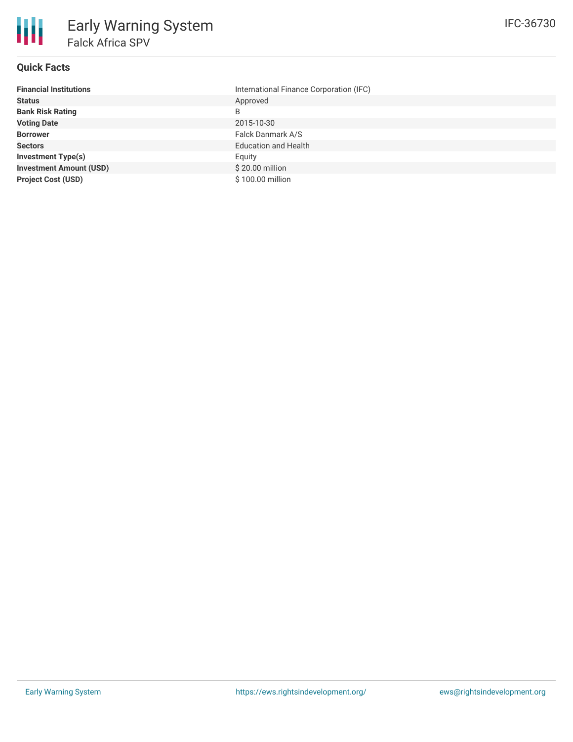# Early Warning System

## Falck Africa SPV

IFC-36730

### Quick Facts

| | |
|---|---|
| **Financial Institutions** | International Finance Corporation (IFC) |
| **Status** | Approved |
| **Bank Risk Rating** | B |
| **Voting Date** | 2015-10-30 |
| **Borrower** | Falck Danmark A/S |
| **Sectors** | Education and Health |
| **Investment Type(s)** | Equity |
| **Investment Amount (USD)** | $ 20.00 million |
| **Project Cost (USD)** | $ 100.00 million |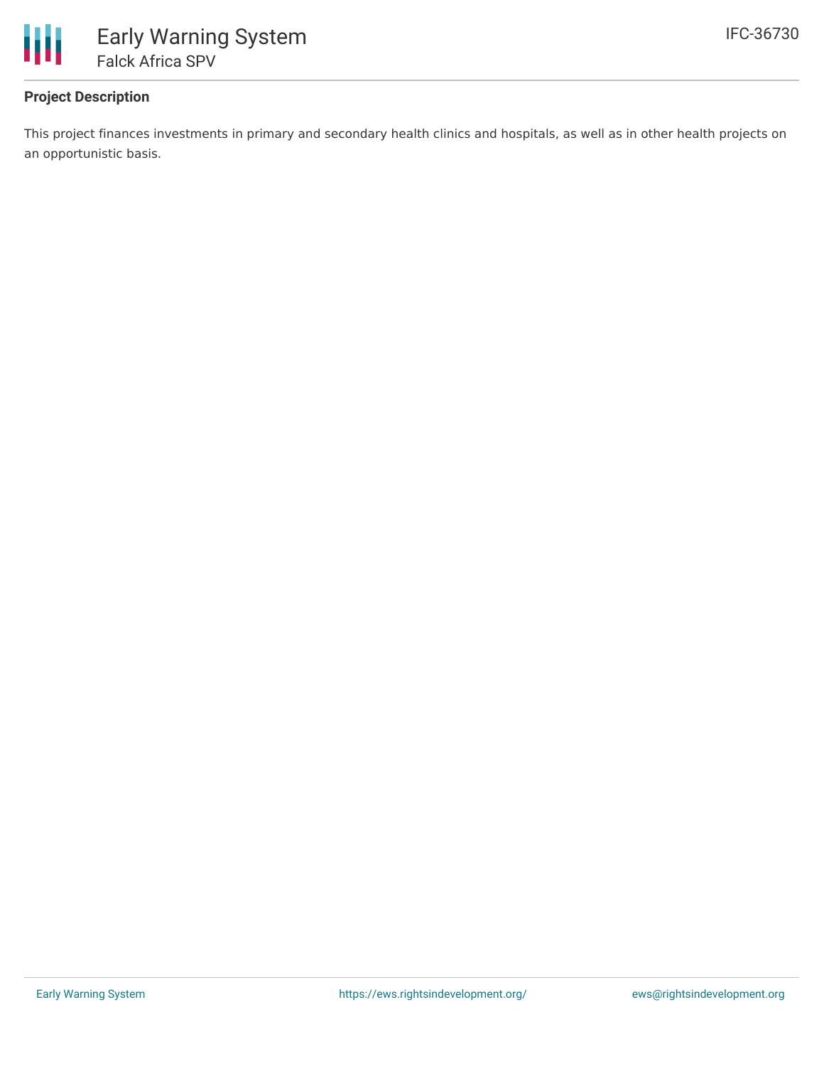## Project Description

This project finances investments in primary and secondary health clinics and hospitals, as well as in other health projects on an opportunistic basis.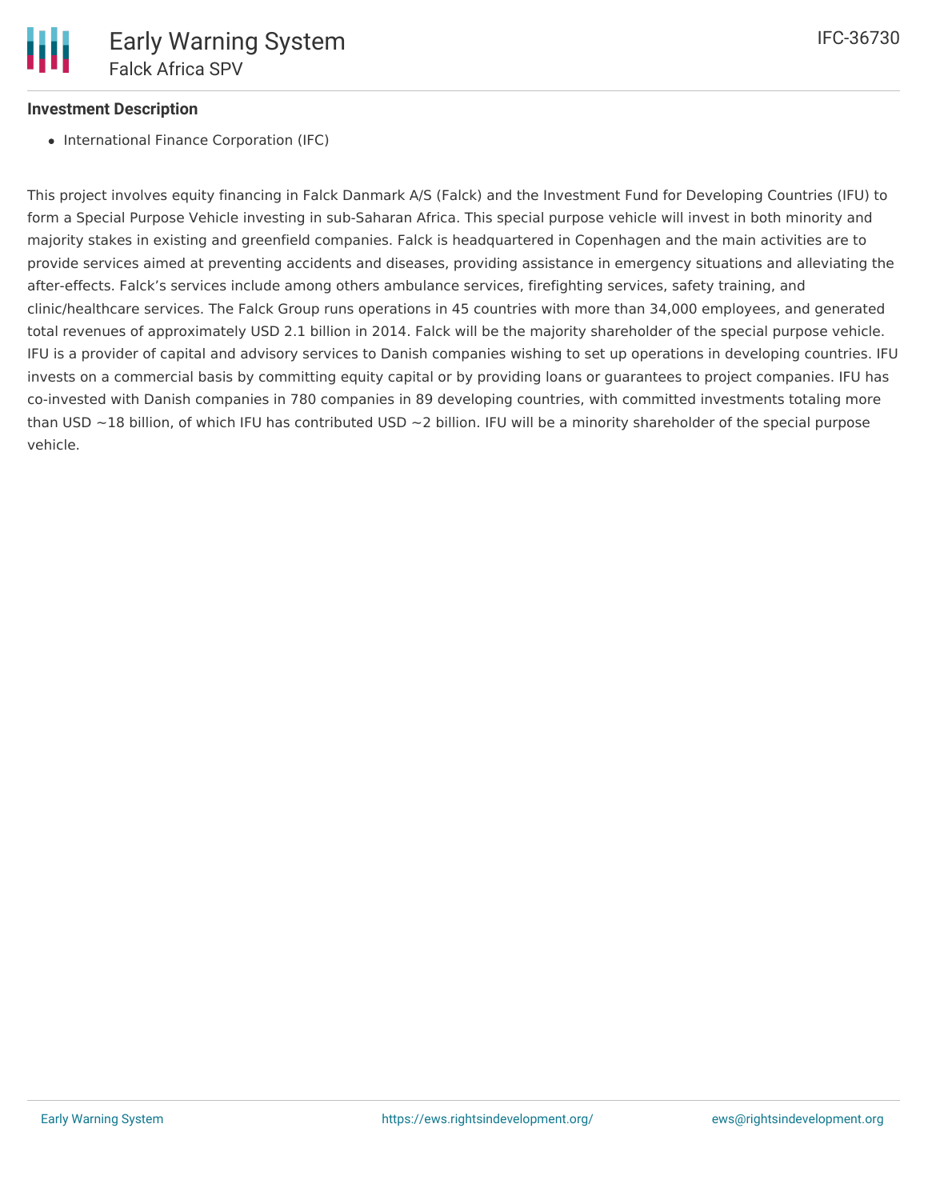### Investment Description

- International Finance Corporation (IFC)

This project involves equity financing in Falck Danmark A/S (Falck) and the Investment Fund for Developing Countries (IFU) to form a Special Purpose Vehicle investing in sub-Saharan Africa. This special purpose vehicle will invest in both minority and majority stakes in existing and greenfield companies. Falck is headquartered in Copenhagen and the main activities are to provide services aimed at preventing accidents and diseases, providing assistance in emergency situations and alleviating the after-effects. Falck's services include among others ambulance services, firefighting services, safety training, and clinic/healthcare services. The Falck Group runs operations in 45 countries with more than 34,000 employees, and generated total revenues of approximately USD 2.1 billion in 2014. Falck will be the majority shareholder of the special purpose vehicle. IFU is a provider of capital and advisory services to Danish companies wishing to set up operations in developing countries. IFU invests on a commercial basis by committing equity capital or by providing loans or guarantees to project companies. IFU has co-invested with Danish companies in 780 companies in 89 developing countries, with committed investments totaling more than USD ~18 billion, of which IFU has contributed USD ~2 billion. IFU will be a minority shareholder of the special purpose vehicle.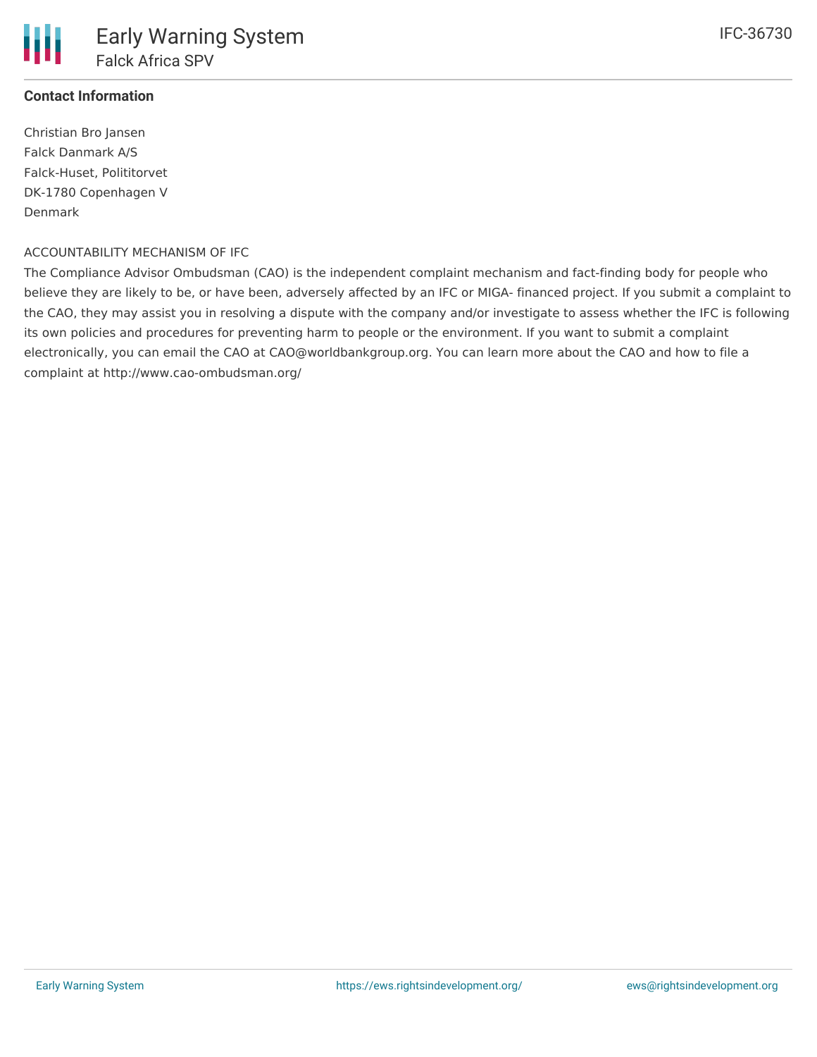### Contact Information

Christian Bro Jansen
Falck Danmark A/S
Falck-Huset, Polititorvet
DK-1780 Copenhagen V
Denmark

ACCOUNTABILITY MECHANISM OF IFC

The Compliance Advisor Ombudsman (CAO) is the independent complaint mechanism and fact-finding body for people who believe they are likely to be, or have been, adversely affected by an IFC or MIGA- financed project. If you submit a complaint to the CAO, they may assist you in resolving a dispute with the company and/or investigate to assess whether the IFC is following its own policies and procedures for preventing harm to people or the environment. If you want to submit a complaint electronically, you can email the CAO at CAO@worldbankgroup.org. You can learn more about the CAO and how to file a complaint at http://www.cao-ombudsman.org/